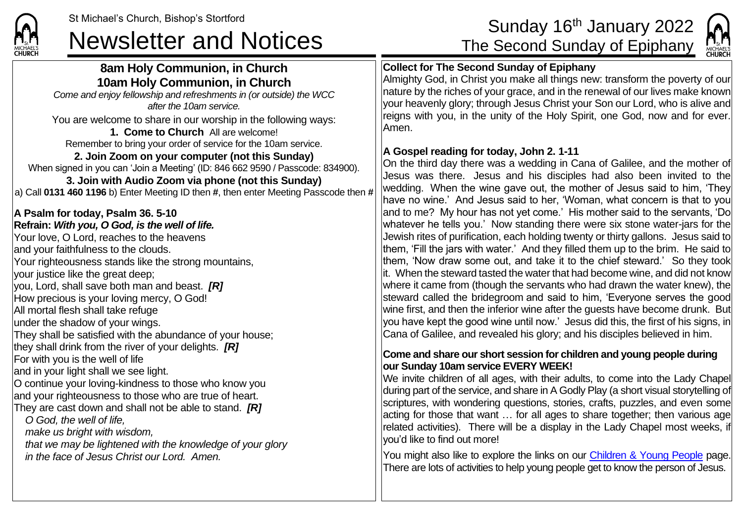St Michael's Church, Bishop's Stortford

# Newsletter and Notices

## Sunday 16th January 2022
## The Second Sunday of Epiphany

### 8am Holy Communion, in Church
### 10am Holy Communion, in Church

*Come and enjoy fellowship and refreshments in (or outside) the WCC after the 10am service.*

You are welcome to share in our worship in the following ways:

**1. Come to Church** All are welcome!
Remember to bring your order of service for the 10am service.

**2. Join Zoom on your computer (not this Sunday)**
When signed in you can 'Join a Meeting' (ID: 846 662 9590 / Passcode: 834900).

**3. Join with Audio Zoom via phone (not this Sunday)**
a) Call **0131 460 1196** b) Enter Meeting ID then **#**, then enter Meeting Passcode then **#**

**A Psalm for today, Psalm 36. 5-10**
**Refrain:** ***With you, O God, is the well of life.***
Your love, O Lord, reaches to the heavens
and your faithfulness to the clouds.
Your righteousness stands like the strong mountains,
your justice like the great deep;
you, Lord, shall save both man and beast. ***[R]***
How precious is your loving mercy, O God!
All mortal flesh shall take refuge
under the shadow of your wings.
They shall be satisfied with the abundance of your house;
they shall drink from the river of your delights. ***[R]***
For with you is the well of life
and in your light shall we see light.
O continue your loving-kindness to those who know you
and your righteousness to those who are true of heart.
They are cast down and shall not be able to stand. ***[R]***
*O God, the well of life,*
*make us bright with wisdom,*
*that we may be lightened with the knowledge of your glory*
*in the face of Jesus Christ our Lord. Amen.*

**Collect for The Second Sunday of Epiphany**
Almighty God, in Christ you make all things new: transform the poverty of our nature by the riches of your grace, and in the renewal of our lives make known your heavenly glory; through Jesus Christ your Son our Lord, who is alive and reigns with you, in the unity of the Holy Spirit, one God, now and for ever. Amen.

**A Gospel reading for today, John 2. 1-11**
On the third day there was a wedding in Cana of Galilee, and the mother of Jesus was there. Jesus and his disciples had also been invited to the wedding. When the wine gave out, the mother of Jesus said to him, 'They have no wine.' And Jesus said to her, 'Woman, what concern is that to you and to me? My hour has not yet come.' His mother said to the servants, 'Do whatever he tells you.' Now standing there were six stone water-jars for the Jewish rites of purification, each holding twenty or thirty gallons. Jesus said to them, 'Fill the jars with water.' And they filled them up to the brim. He said to them, 'Now draw some out, and take it to the chief steward.' So they took it. When the steward tasted the water that had become wine, and did not know where it came from (though the servants who had drawn the water knew), the steward called the bridegroom and said to him, 'Everyone serves the good wine first, and then the inferior wine after the guests have become drunk. But you have kept the good wine until now.' Jesus did this, the first of his signs, in Cana of Galilee, and revealed his glory; and his disciples believed in him.

**Come and share our short session for children and young people during our Sunday 10am service EVERY WEEK!**
We invite children of all ages, with their adults, to come into the Lady Chapel during part of the service, and share in A Godly Play (a short visual storytelling of scriptures, with wondering questions, stories, crafts, puzzles, and even some acting for those that want … for all ages to share together; then various age related activities). There will be a display in the Lady Chapel most weeks, if you'd like to find out more!

You might also like to explore the links on our Children & Young People page. There are lots of activities to help young people get to know the person of Jesus.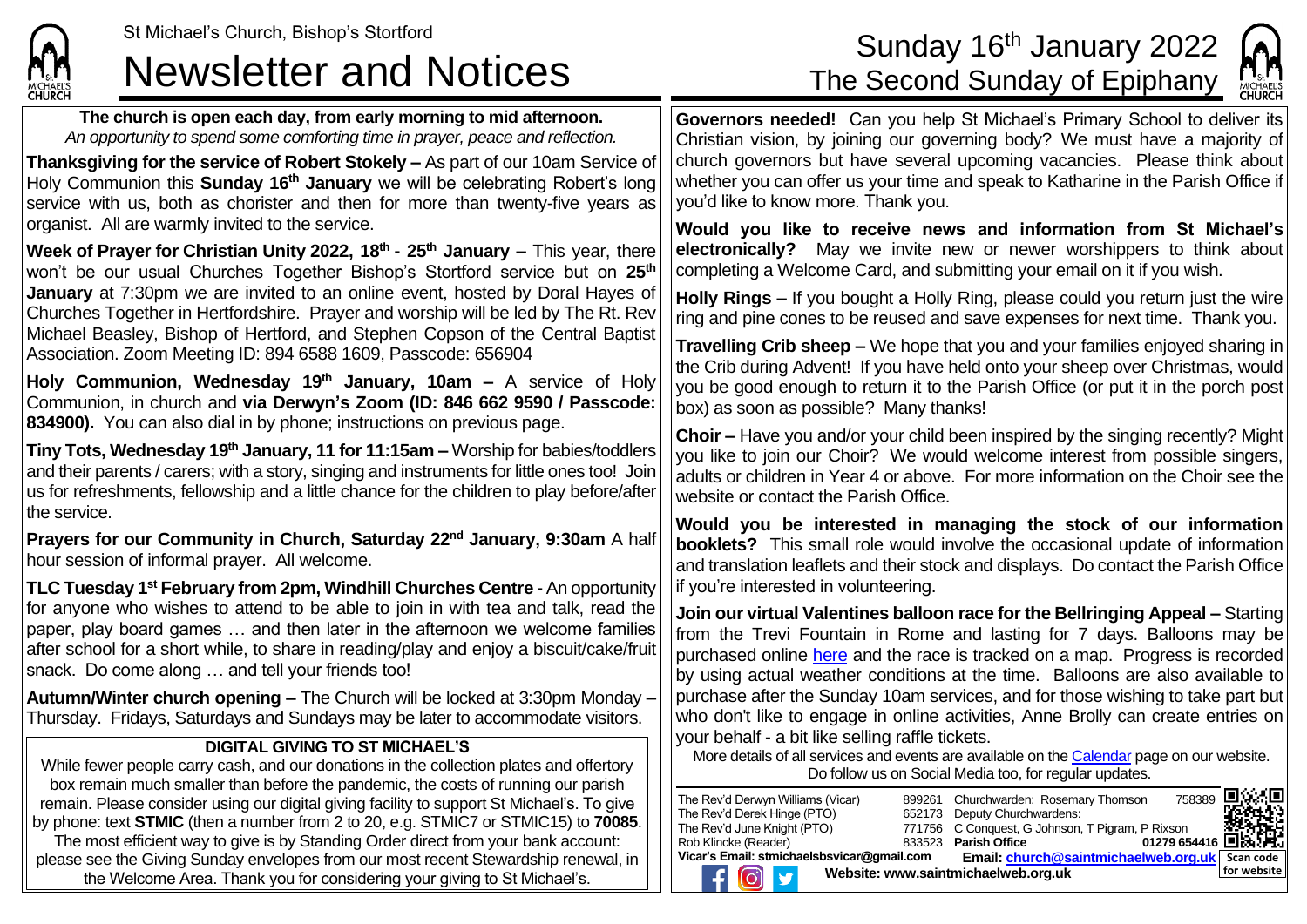St Michael's Church, Bishop's Stortford

# Newsletter and Notices

## Sunday 16th January 2022
## The Second Sunday of Epiphany

**The church is open each day, from early morning to mid afternoon.**
*An opportunity to spend some comforting time in prayer, peace and reflection.*

**Thanksgiving for the service of Robert Stokely –** As part of our 10am Service of Holy Communion this **Sunday 16th January** we will be celebrating Robert's long service with us, both as chorister and then for more than twenty-five years as organist. All are warmly invited to the service.

**Week of Prayer for Christian Unity 2022, 18th - 25th January –** This year, there won't be our usual Churches Together Bishop's Stortford service but on **25th January** at 7:30pm we are invited to an online event, hosted by Doral Hayes of Churches Together in Hertfordshire. Prayer and worship will be led by The Rt. Rev Michael Beasley, Bishop of Hertford, and Stephen Copson of the Central Baptist Association. Zoom Meeting ID: 894 6588 1609, Passcode: 656904

**Holy Communion, Wednesday 19th January, 10am –** A service of Holy Communion, in church and **via Derwyn's Zoom (ID: 846 662 9590 / Passcode: 834900).** You can also dial in by phone; instructions on previous page.

**Tiny Tots, Wednesday 19th January, 11 for 11:15am –** Worship for babies/toddlers and their parents / carers; with a story, singing and instruments for little ones too! Join us for refreshments, fellowship and a little chance for the children to play before/after the service.

**Prayers for our Community in Church, Saturday 22nd January, 9:30am** A half hour session of informal prayer. All welcome.

**TLC Tuesday 1st February from 2pm, Windhill Churches Centre -** An opportunity for anyone who wishes to attend to be able to join in with tea and talk, read the paper, play board games … and then later in the afternoon we welcome families after school for a short while, to share in reading/play and enjoy a biscuit/cake/fruit snack. Do come along … and tell your friends too!

**Autumn/Winter church opening –** The Church will be locked at 3:30pm Monday – Thursday. Fridays, Saturdays and Sundays may be later to accommodate visitors.

**DIGITAL GIVING TO ST MICHAEL'S**

While fewer people carry cash, and our donations in the collection plates and offertory box remain much smaller than before the pandemic, the costs of running our parish remain. Please consider using our digital giving facility to support St Michael's. To give by phone: text **STMIC** (then a number from 2 to 20, e.g. STMIC7 or STMIC15) to **70085**. The most efficient way to give is by Standing Order direct from your bank account: please see the Giving Sunday envelopes from our most recent Stewardship renewal, in the Welcome Area. Thank you for considering your giving to St Michael's.

**Governors needed!** Can you help St Michael's Primary School to deliver its Christian vision, by joining our governing body? We must have a majority of church governors but have several upcoming vacancies. Please think about whether you can offer us your time and speak to Katharine in the Parish Office if you'd like to know more. Thank you.

**Would you like to receive news and information from St Michael's electronically?** May we invite new or newer worshippers to think about completing a Welcome Card, and submitting your email on it if you wish.

**Holly Rings –** If you bought a Holly Ring, please could you return just the wire ring and pine cones to be reused and save expenses for next time. Thank you.

**Travelling Crib sheep –** We hope that you and your families enjoyed sharing in the Crib during Advent! If you have held onto your sheep over Christmas, would you be good enough to return it to the Parish Office (or put it in the porch post box) as soon as possible? Many thanks!

**Choir –** Have you and/or your child been inspired by the singing recently? Might you like to join our Choir? We would welcome interest from possible singers, adults or children in Year 4 or above. For more information on the Choir see the website or contact the Parish Office.

**Would you be interested in managing the stock of our information booklets?** This small role would involve the occasional update of information and translation leaflets and their stock and displays. Do contact the Parish Office if you're interested in volunteering.

**Join our virtual Valentines balloon race for the Bellringing Appeal –** Starting from the Trevi Fountain in Rome and lasting for 7 days. Balloons may be purchased online here and the race is tracked on a map. Progress is recorded by using actual weather conditions at the time. Balloons are also available to purchase after the Sunday 10am services, and for those wishing to take part but who don't like to engage in online activities, Anne Brolly can create entries on your behalf - a bit like selling raffle tickets.

More details of all services and events are available on the Calendar page on our website. Do follow us on Social Media too, for regular updates.

| | | | |
|---|---|---|---|
| The Rev'd Derwyn Williams (Vicar) | 899261 | Churchwarden: Rosemary Thomson | 758389 |
| The Rev'd Derek Hinge (PTO) | 652173 | Deputy Churchwardens: | |
| The Rev'd June Knight (PTO) | 771756 | C Conquest, G Johnson, T Pigram, P Rixson | |
| Rob Klincke (Reader) | 833523 | **Parish Office** | **01279 654416** |

**Vicar's Email: stmichaelsbsvicar@gmail.com** **Email: church@saintmichaelweb.org.uk**

**Website: www.saintmichaelweb.org.uk**

Scan code for website